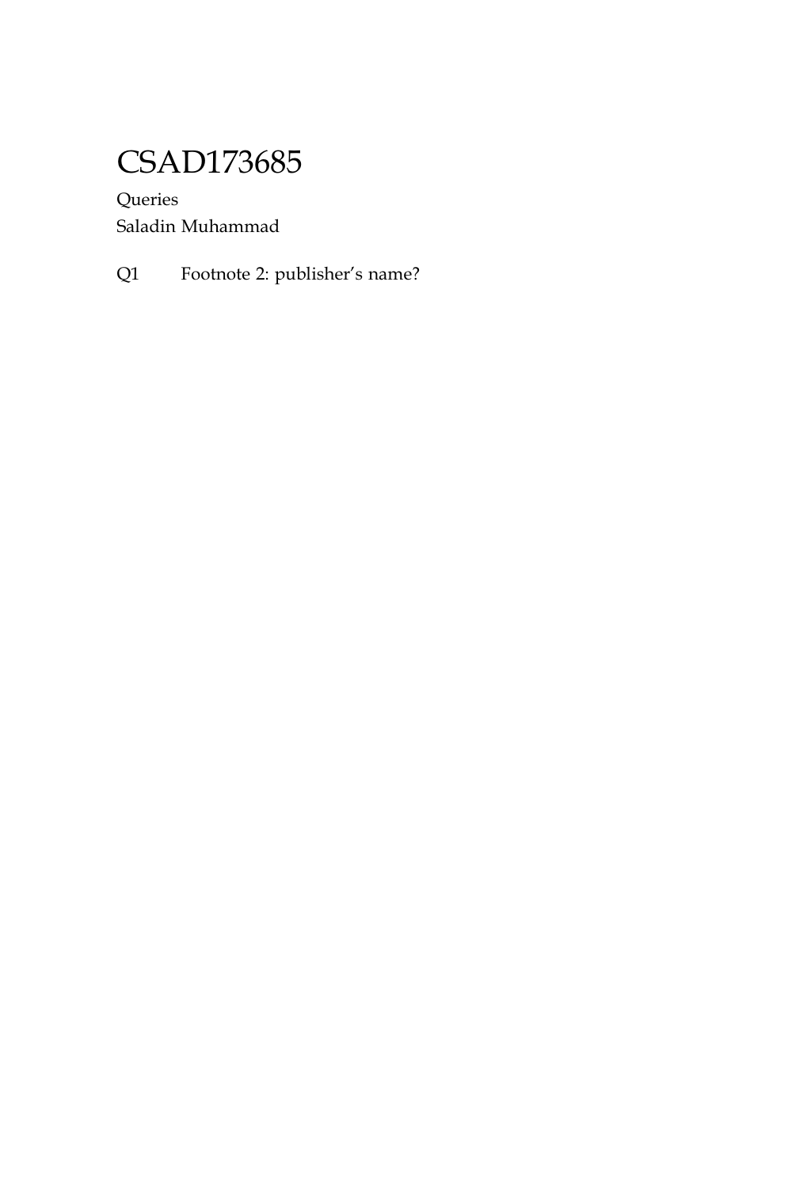# CSAD173685

Queries

Saladin Muhammad

Q1 Footnote 2: publisher's name?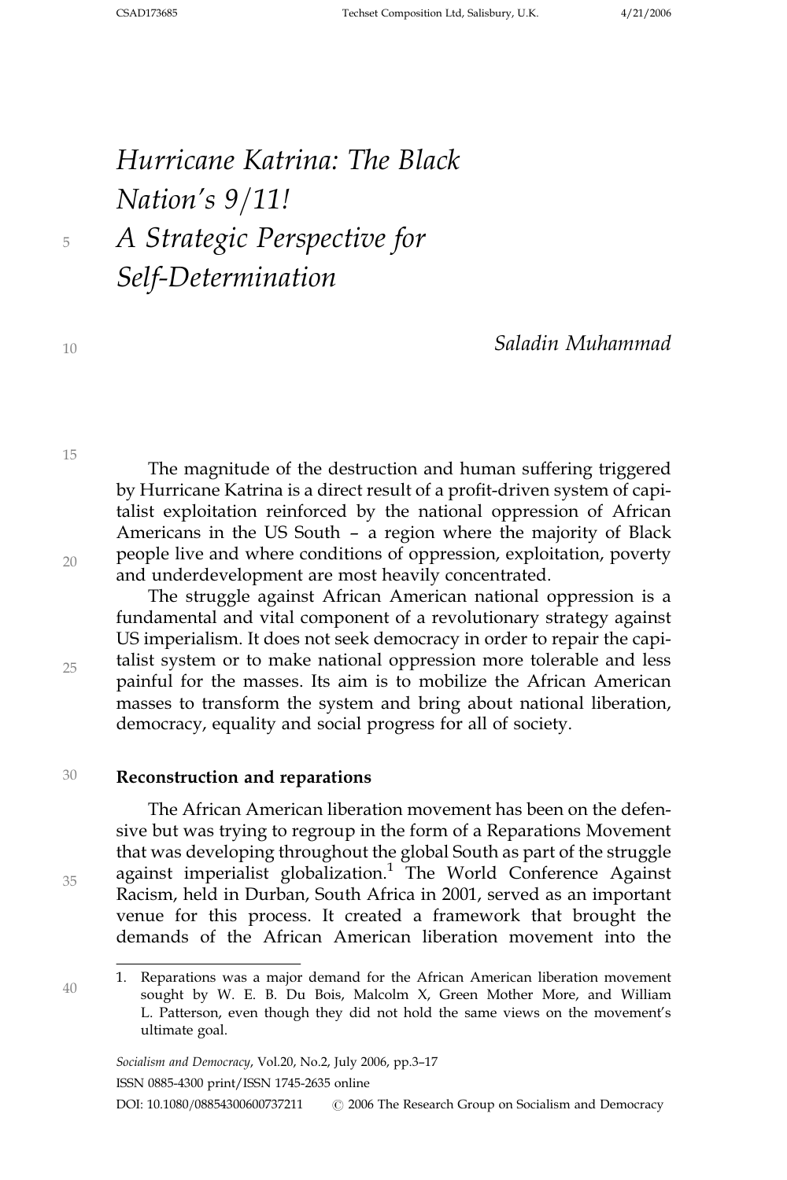# *Hurricane Katrina: The Black Nation's 9/11! A Strategic Perspective for Self-Determination*

*Saladin Muhammad*

The magnitude of the destruction and human suffering triggered by Hurricane Katrina is a direct result of a profit-driven system of capitalist exploitation reinforced by the national oppression of African Americans in the US South – a region where the majority of Black people live and where conditions of oppression, exploitation, poverty and underdevelopment are most heavily concentrated.

The struggle against African American national oppression is a fundamental and vital component of a revolutionary strategy against US imperialism. It does not seek democracy in order to repair the capitalist system or to make national oppression more tolerable and less painful for the masses. Its aim is to mobilize the African American masses to transform the system and bring about national liberation, democracy, equality and social progress for all of society.

## Reconstruction and reparations

The African American liberation movement has been on the defensive but was trying to regroup in the form of a Reparations Movement that was developing throughout the global South as part of the struggle against imperialist globalization.[1] The World Conference Against Racism, held in Durban, South Africa in 2001, served as an important venue for this process. It created a framework that brought the demands of the African American liberation movement into the

1. Reparations was a major demand for the African American liberation movement sought by W. E. B. Du Bois, Malcolm X, Green Mother More, and William L. Patterson, even though they did not hold the same views on the movement's ultimate goal.

*Socialism and Democracy*, Vol.20, No.2, July 2006, pp.3–17

ISSN 0885-4300 print/ISSN 1745-2635 online

DOI: 10.1080/08854300600737211 © 2006 The Research Group on Socialism and Democracy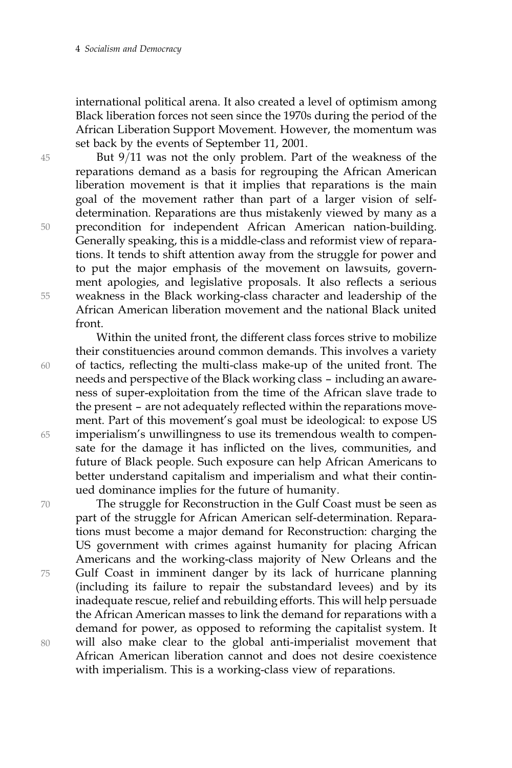international political arena. It also created a level of optimism among Black liberation forces not seen since the 1970s during the period of the African Liberation Support Movement. However, the momentum was set back by the events of September 11, 2001.

But 9/11 was not the only problem. Part of the weakness of the reparations demand as a basis for regrouping the African American liberation movement is that it implies that reparations is the main goal of the movement rather than part of a larger vision of self-determination. Reparations are thus mistakenly viewed by many as a precondition for independent African American nation-building. Generally speaking, this is a middle-class and reformist view of reparations. It tends to shift attention away from the struggle for power and to put the major emphasis of the movement on lawsuits, government apologies, and legislative proposals. It also reflects a serious weakness in the Black working-class character and leadership of the African American liberation movement and the national Black united front.

Within the united front, the different class forces strive to mobilize their constituencies around common demands. This involves a variety of tactics, reflecting the multi-class make-up of the united front. The needs and perspective of the Black working class – including an awareness of super-exploitation from the time of the African slave trade to the present – are not adequately reflected within the reparations movement. Part of this movement's goal must be ideological: to expose US imperialism's unwillingness to use its tremendous wealth to compensate for the damage it has inflicted on the lives, communities, and future of Black people. Such exposure can help African Americans to better understand capitalism and imperialism and what their continued dominance implies for the future of humanity.

The struggle for Reconstruction in the Gulf Coast must be seen as part of the struggle for African American self-determination. Reparations must become a major demand for Reconstruction: charging the US government with crimes against humanity for placing African Americans and the working-class majority of New Orleans and the Gulf Coast in imminent danger by its lack of hurricane planning (including its failure to repair the substandard levees) and by its inadequate rescue, relief and rebuilding efforts. This will help persuade the African American masses to link the demand for reparations with a demand for power, as opposed to reforming the capitalist system. It will also make clear to the global anti-imperialist movement that African American liberation cannot and does not desire coexistence with imperialism. This is a working-class view of reparations.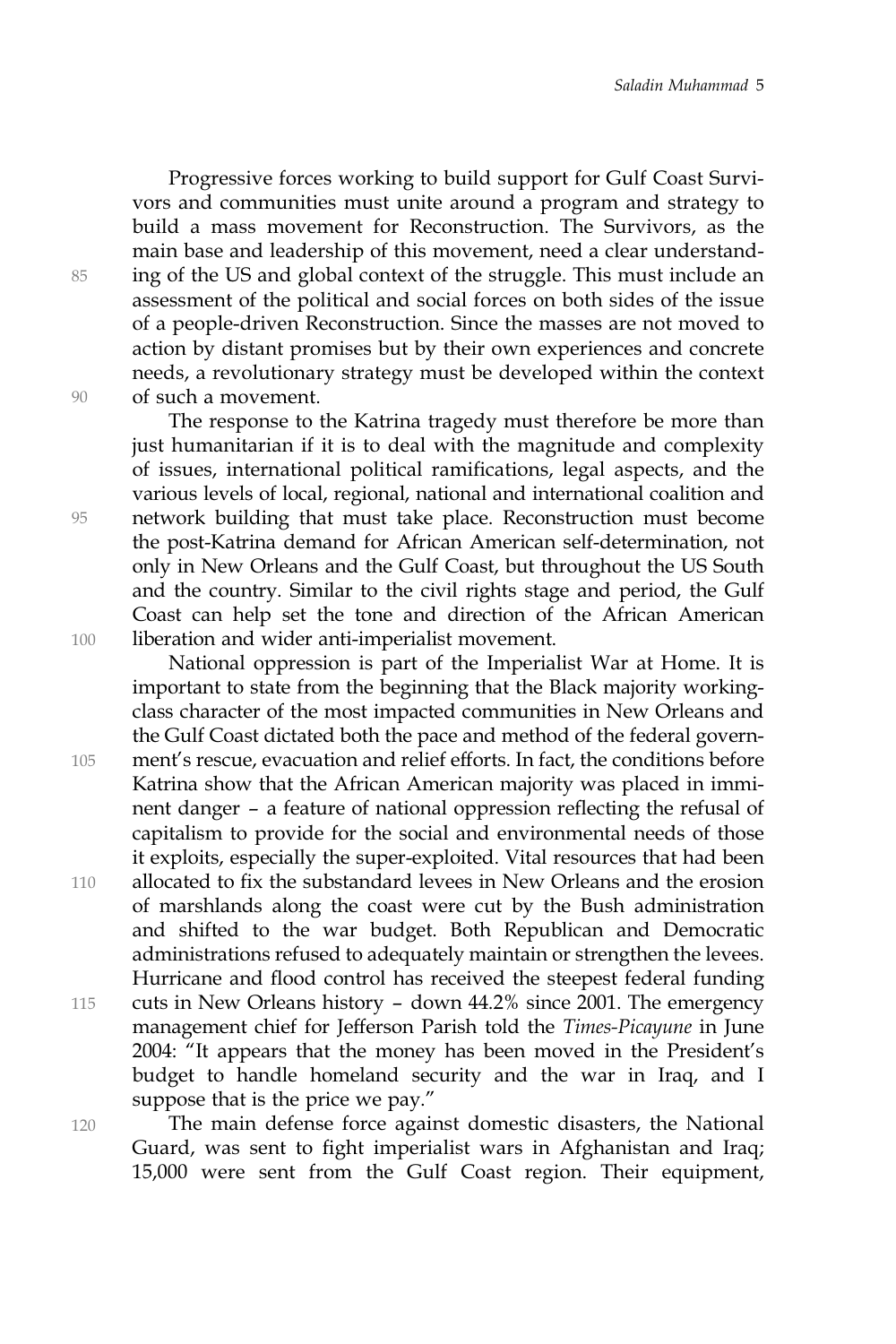Progressive forces working to build support for Gulf Coast Survivors and communities must unite around a program and strategy to build a mass movement for Reconstruction. The Survivors, as the main base and leadership of this movement, need a clear understanding of the US and global context of the struggle. This must include an assessment of the political and social forces on both sides of the issue of a people-driven Reconstruction. Since the masses are not moved to action by distant promises but by their own experiences and concrete needs, a revolutionary strategy must be developed within the context of such a movement.

The response to the Katrina tragedy must therefore be more than just humanitarian if it is to deal with the magnitude and complexity of issues, international political ramifications, legal aspects, and the various levels of local, regional, national and international coalition and network building that must take place. Reconstruction must become the post-Katrina demand for African American self-determination, not only in New Orleans and the Gulf Coast, but throughout the US South and the country. Similar to the civil rights stage and period, the Gulf Coast can help set the tone and direction of the African American liberation and wider anti-imperialist movement.

National oppression is part of the Imperialist War at Home. It is important to state from the beginning that the Black majority working-class character of the most impacted communities in New Orleans and the Gulf Coast dictated both the pace and method of the federal government's rescue, evacuation and relief efforts. In fact, the conditions before Katrina show that the African American majority was placed in imminent danger – a feature of national oppression reflecting the refusal of capitalism to provide for the social and environmental needs of those it exploits, especially the super-exploited. Vital resources that had been allocated to fix the substandard levees in New Orleans and the erosion of marshlands along the coast were cut by the Bush administration and shifted to the war budget. Both Republican and Democratic administrations refused to adequately maintain or strengthen the levees. Hurricane and flood control has received the steepest federal funding cuts in New Orleans history – down 44.2% since 2001. The emergency management chief for Jefferson Parish told the *Times-Picayune* in June 2004: "It appears that the money has been moved in the President's budget to handle homeland security and the war in Iraq, and I suppose that is the price we pay."

The main defense force against domestic disasters, the National Guard, was sent to fight imperialist wars in Afghanistan and Iraq; 15,000 were sent from the Gulf Coast region. Their equipment,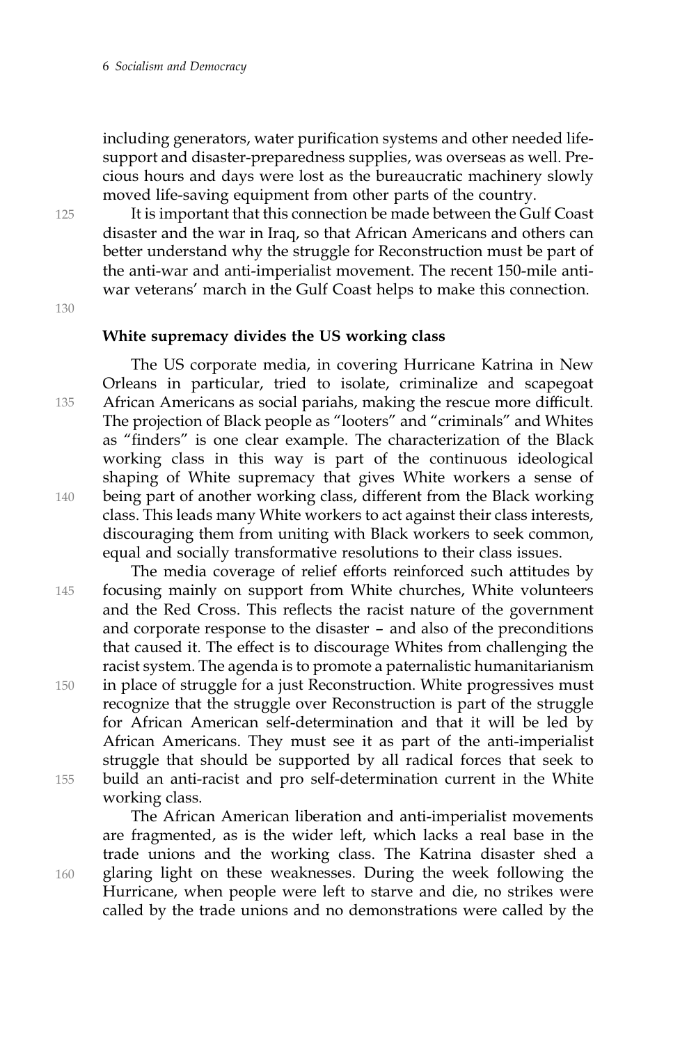including generators, water purification systems and other needed life-support and disaster-preparedness supplies, was overseas as well. Precious hours and days were lost as the bureaucratic machinery slowly moved life-saving equipment from other parts of the country.

It is important that this connection be made between the Gulf Coast disaster and the war in Iraq, so that African Americans and others can better understand why the struggle for Reconstruction must be part of the anti-war and anti-imperialist movement. The recent 150-mile anti-war veterans' march in the Gulf Coast helps to make this connection.

### White supremacy divides the US working class

The US corporate media, in covering Hurricane Katrina in New Orleans in particular, tried to isolate, criminalize and scapegoat African Americans as social pariahs, making the rescue more difficult. The projection of Black people as "looters" and "criminals" and Whites as "finders" is one clear example. The characterization of the Black working class in this way is part of the continuous ideological shaping of White supremacy that gives White workers a sense of being part of another working class, different from the Black working class. This leads many White workers to act against their class interests, discouraging them from uniting with Black workers to seek common, equal and socially transformative resolutions to their class issues.

The media coverage of relief efforts reinforced such attitudes by focusing mainly on support from White churches, White volunteers and the Red Cross. This reflects the racist nature of the government and corporate response to the disaster – and also of the preconditions that caused it. The effect is to discourage Whites from challenging the racist system. The agenda is to promote a paternalistic humanitarianism in place of struggle for a just Reconstruction. White progressives must recognize that the struggle over Reconstruction is part of the struggle for African American self-determination and that it will be led by African Americans. They must see it as part of the anti-imperialist struggle that should be supported by all radical forces that seek to build an anti-racist and pro self-determination current in the White working class.

The African American liberation and anti-imperialist movements are fragmented, as is the wider left, which lacks a real base in the trade unions and the working class. The Katrina disaster shed a glaring light on these weaknesses. During the week following the Hurricane, when people were left to starve and die, no strikes were called by the trade unions and no demonstrations were called by the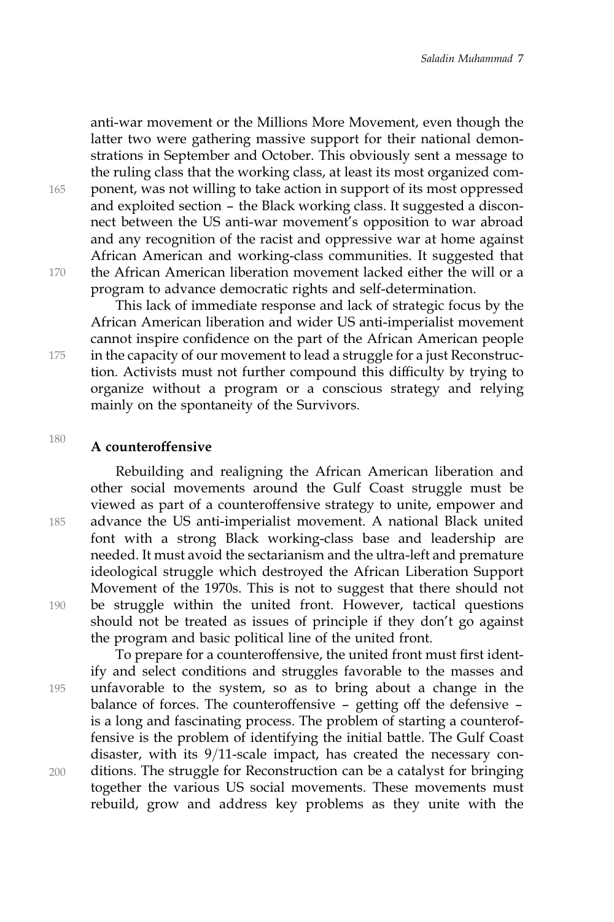anti-war movement or the Millions More Movement, even though the latter two were gathering massive support for their national demonstrations in September and October. This obviously sent a message to the ruling class that the working class, at least its most organized component, was not willing to take action in support of its most oppressed and exploited section – the Black working class. It suggested a disconnect between the US anti-war movement's opposition to war abroad and any recognition of the racist and oppressive war at home against African American and working-class communities. It suggested that the African American liberation movement lacked either the will or a program to advance democratic rights and self-determination.

This lack of immediate response and lack of strategic focus by the African American liberation and wider US anti-imperialist movement cannot inspire confidence on the part of the African American people in the capacity of our movement to lead a struggle for a just Reconstruction. Activists must not further compound this difficulty by trying to organize without a program or a conscious strategy and relying mainly on the spontaneity of the Survivors.

## A counteroffensive

Rebuilding and realigning the African American liberation and other social movements around the Gulf Coast struggle must be viewed as part of a counteroffensive strategy to unite, empower and advance the US anti-imperialist movement. A national Black united font with a strong Black working-class base and leadership are needed. It must avoid the sectarianism and the ultra-left and premature ideological struggle which destroyed the African Liberation Support Movement of the 1970s. This is not to suggest that there should not be struggle within the united front. However, tactical questions should not be treated as issues of principle if they don't go against the program and basic political line of the united front.

To prepare for a counteroffensive, the united front must first identify and select conditions and struggles favorable to the masses and unfavorable to the system, so as to bring about a change in the balance of forces. The counteroffensive – getting off the defensive – is a long and fascinating process. The problem of starting a counteroffensive is the problem of identifying the initial battle. The Gulf Coast disaster, with its 9/11-scale impact, has created the necessary conditions. The struggle for Reconstruction can be a catalyst for bringing together the various US social movements. These movements must rebuild, grow and address key problems as they unite with the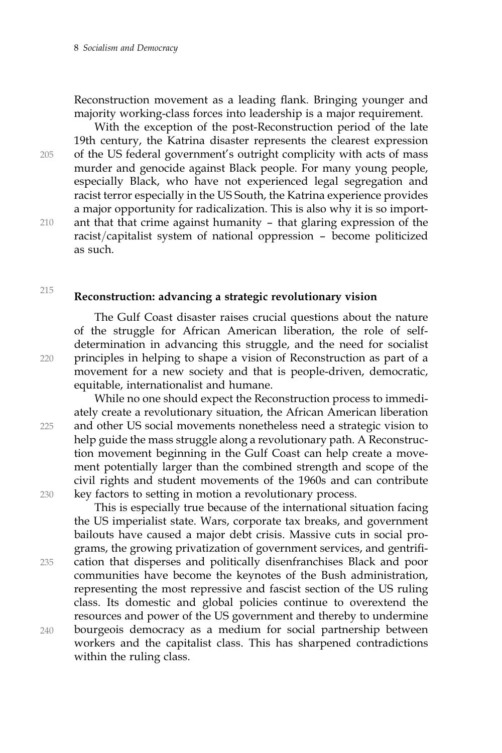Reconstruction movement as a leading flank. Bringing younger and majority working-class forces into leadership is a major requirement.

With the exception of the post-Reconstruction period of the late 19th century, the Katrina disaster represents the clearest expression of the US federal government's outright complicity with acts of mass murder and genocide against Black people. For many young people, especially Black, who have not experienced legal segregation and racist terror especially in the US South, the Katrina experience provides a major opportunity for radicalization. This is also why it is so important that that crime against humanity – that glaring expression of the racist/capitalist system of national oppression – become politicized as such.

## Reconstruction: advancing a strategic revolutionary vision

The Gulf Coast disaster raises crucial questions about the nature of the struggle for African American liberation, the role of self-determination in advancing this struggle, and the need for socialist principles in helping to shape a vision of Reconstruction as part of a movement for a new society and that is people-driven, democratic, equitable, internationalist and humane.

While no one should expect the Reconstruction process to immediately create a revolutionary situation, the African American liberation and other US social movements nonetheless need a strategic vision to help guide the mass struggle along a revolutionary path. A Reconstruction movement beginning in the Gulf Coast can help create a movement potentially larger than the combined strength and scope of the civil rights and student movements of the 1960s and can contribute key factors to setting in motion a revolutionary process.

This is especially true because of the international situation facing the US imperialist state. Wars, corporate tax breaks, and government bailouts have caused a major debt crisis. Massive cuts in social programs, the growing privatization of government services, and gentrification that disperses and politically disenfranchises Black and poor communities have become the keynotes of the Bush administration, representing the most repressive and fascist section of the US ruling class. Its domestic and global policies continue to overextend the resources and power of the US government and thereby to undermine bourgeois democracy as a medium for social partnership between workers and the capitalist class. This has sharpened contradictions within the ruling class.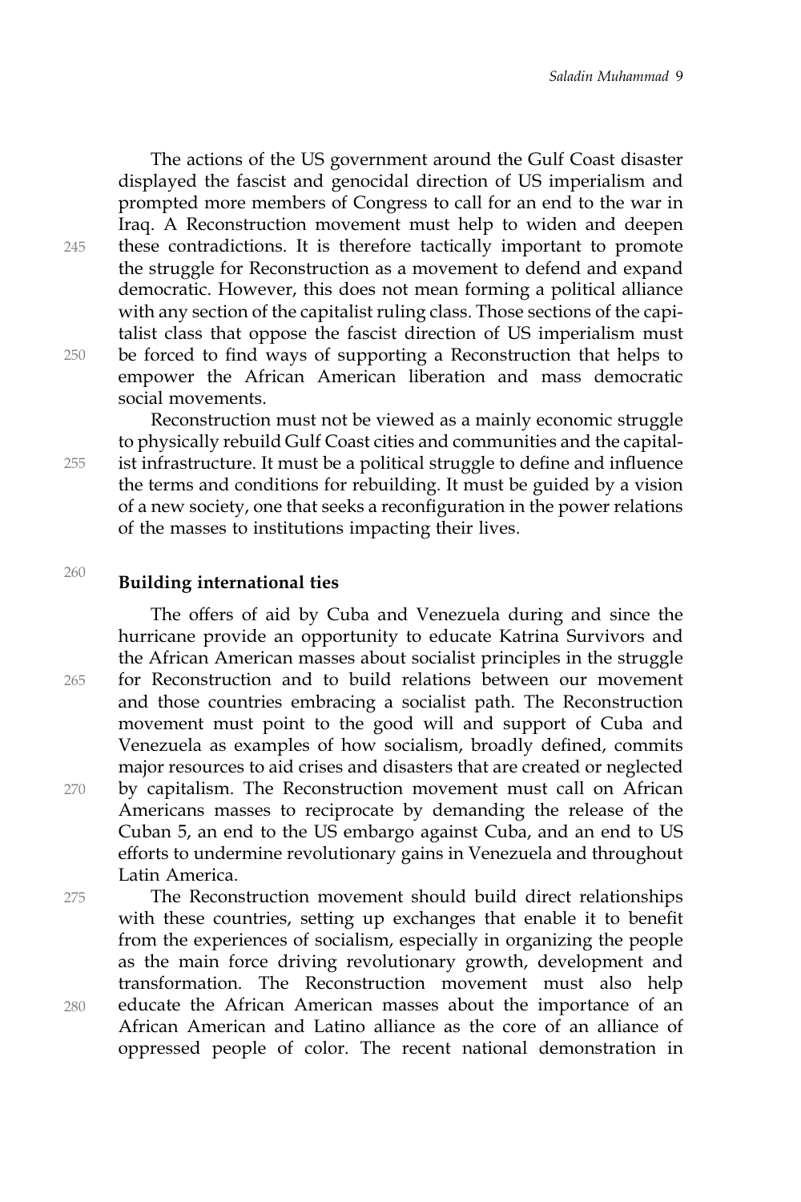The actions of the US government around the Gulf Coast disaster displayed the fascist and genocidal direction of US imperialism and prompted more members of Congress to call for an end to the war in Iraq. A Reconstruction movement must help to widen and deepen these contradictions. It is therefore tactically important to promote the struggle for Reconstruction as a movement to defend and expand democratic. However, this does not mean forming a political alliance with any section of the capitalist ruling class. Those sections of the capitalist class that oppose the fascist direction of US imperialism must be forced to find ways of supporting a Reconstruction that helps to empower the African American liberation and mass democratic social movements.

Reconstruction must not be viewed as a mainly economic struggle to physically rebuild Gulf Coast cities and communities and the capitalist infrastructure. It must be a political struggle to define and influence the terms and conditions for rebuilding. It must be guided by a vision of a new society, one that seeks a reconfiguration in the power relations of the masses to institutions impacting their lives.

## Building international ties

The offers of aid by Cuba and Venezuela during and since the hurricane provide an opportunity to educate Katrina Survivors and the African American masses about socialist principles in the struggle for Reconstruction and to build relations between our movement and those countries embracing a socialist path. The Reconstruction movement must point to the good will and support of Cuba and Venezuela as examples of how socialism, broadly defined, commits major resources to aid crises and disasters that are created or neglected by capitalism. The Reconstruction movement must call on African Americans masses to reciprocate by demanding the release of the Cuban 5, an end to the US embargo against Cuba, and an end to US efforts to undermine revolutionary gains in Venezuela and throughout Latin America.

The Reconstruction movement should build direct relationships with these countries, setting up exchanges that enable it to benefit from the experiences of socialism, especially in organizing the people as the main force driving revolutionary growth, development and transformation. The Reconstruction movement must also help educate the African American masses about the importance of an African American and Latino alliance as the core of an alliance of oppressed people of color. The recent national demonstration in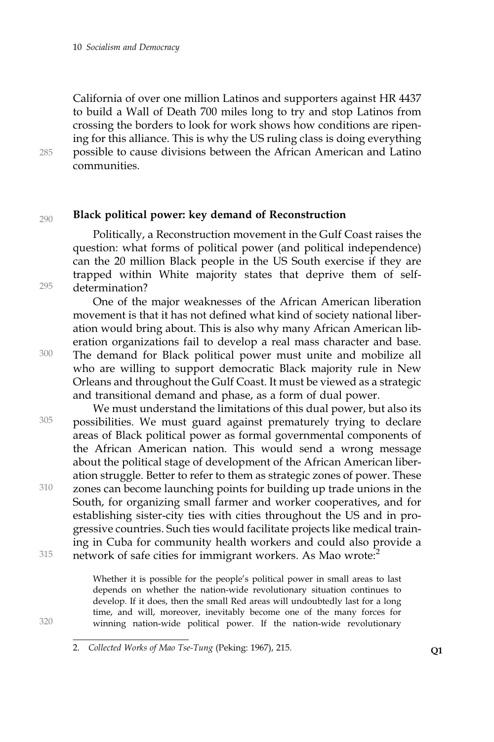California of over one million Latinos and supporters against HR 4437 to build a Wall of Death 700 miles long to try and stop Latinos from crossing the borders to look for work shows how conditions are ripening for this alliance. This is why the US ruling class is doing everything possible to cause divisions between the African American and Latino communities.

## Black political power: key demand of Reconstruction

Politically, a Reconstruction movement in the Gulf Coast raises the question: what forms of political power (and political independence) can the 20 million Black people in the US South exercise if they are trapped within White majority states that deprive them of self-determination?

One of the major weaknesses of the African American liberation movement is that it has not defined what kind of society national liberation would bring about. This is also why many African American liberation organizations fail to develop a real mass character and base. The demand for Black political power must unite and mobilize all who are willing to support democratic Black majority rule in New Orleans and throughout the Gulf Coast. It must be viewed as a strategic and transitional demand and phase, as a form of dual power.

We must understand the limitations of this dual power, but also its possibilities. We must guard against prematurely trying to declare areas of Black political power as formal governmental components of the African American nation. This would send a wrong message about the political stage of development of the African American liberation struggle. Better to refer to them as strategic zones of power. These zones can become launching points for building up trade unions in the South, for organizing small farmer and worker cooperatives, and for establishing sister-city ties with cities throughout the US and in progressive countries. Such ties would facilitate projects like medical training in Cuba for community health workers and could also provide a network of safe cities for immigrant workers. As Mao wrote:[2]

> Whether it is possible for the people's political power in small areas to last depends on whether the nation-wide revolutionary situation continues to develop. If it does, then the small Red areas will undoubtedly last for a long time, and will, moreover, inevitably become one of the many forces for winning nation-wide political power. If the nation-wide revolutionary

2. *Collected Works of Mao Tse-Tung* (Peking: 1967), 215.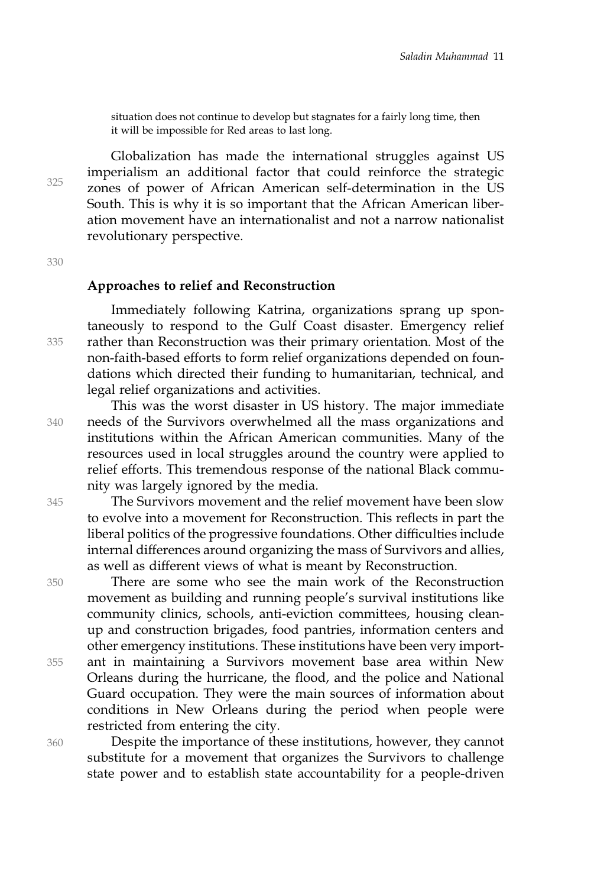situation does not continue to develop but stagnates for a fairly long time, then it will be impossible for Red areas to last long.

Globalization has made the international struggles against US imperialism an additional factor that could reinforce the strategic zones of power of African American self-determination in the US South. This is why it is so important that the African American liberation movement have an internationalist and not a narrow nationalist revolutionary perspective.

## Approaches to relief and Reconstruction

Immediately following Katrina, organizations sprang up spontaneously to respond to the Gulf Coast disaster. Emergency relief rather than Reconstruction was their primary orientation. Most of the non-faith-based efforts to form relief organizations depended on foundations which directed their funding to humanitarian, technical, and legal relief organizations and activities.

This was the worst disaster in US history. The major immediate needs of the Survivors overwhelmed all the mass organizations and institutions within the African American communities. Many of the resources used in local struggles around the country were applied to relief efforts. This tremendous response of the national Black community was largely ignored by the media.

The Survivors movement and the relief movement have been slow to evolve into a movement for Reconstruction. This reflects in part the liberal politics of the progressive foundations. Other difficulties include internal differences around organizing the mass of Survivors and allies, as well as different views of what is meant by Reconstruction.

There are some who see the main work of the Reconstruction movement as building and running people's survival institutions like community clinics, schools, anti-eviction committees, housing cleanup and construction brigades, food pantries, information centers and other emergency institutions. These institutions have been very important in maintaining a Survivors movement base area within New Orleans during the hurricane, the flood, and the police and National Guard occupation. They were the main sources of information about conditions in New Orleans during the period when people were restricted from entering the city.

Despite the importance of these institutions, however, they cannot substitute for a movement that organizes the Survivors to challenge state power and to establish state accountability for a people-driven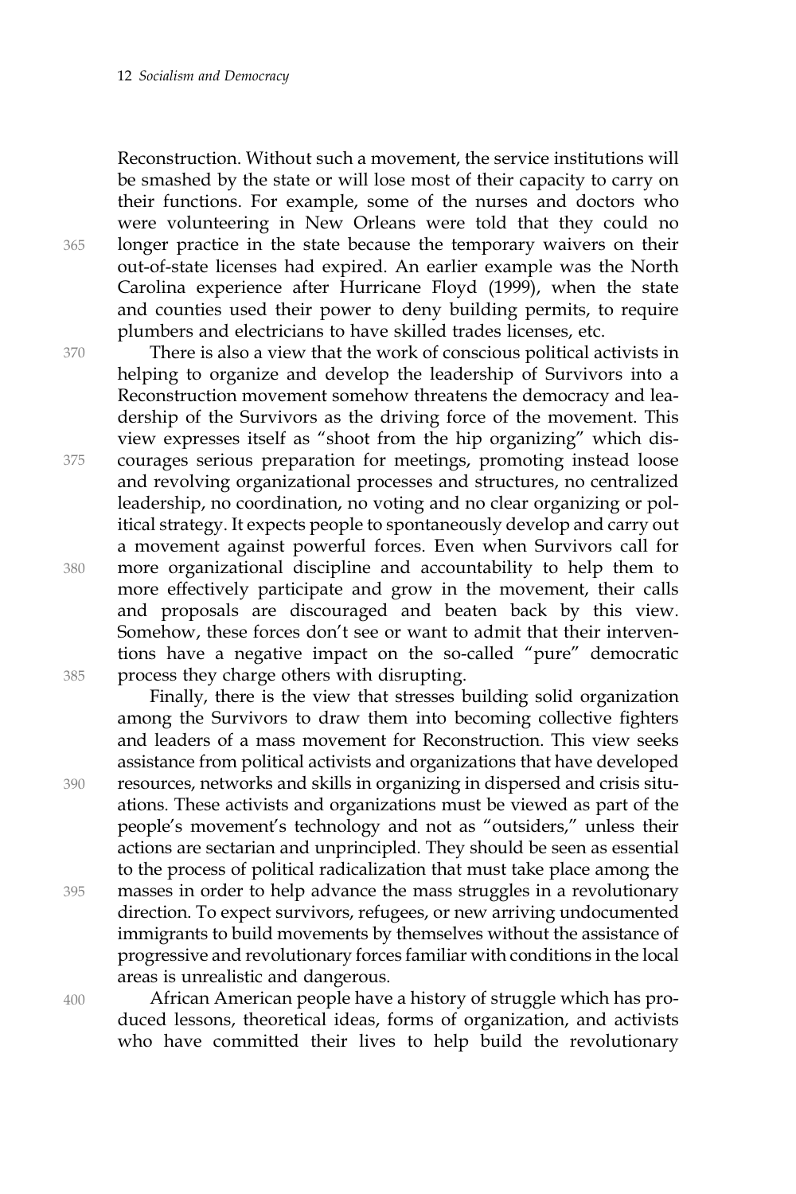Reconstruction. Without such a movement, the service institutions will be smashed by the state or will lose most of their capacity to carry on their functions. For example, some of the nurses and doctors who were volunteering in New Orleans were told that they could no longer practice in the state because the temporary waivers on their out-of-state licenses had expired. An earlier example was the North Carolina experience after Hurricane Floyd (1999), when the state and counties used their power to deny building permits, to require plumbers and electricians to have skilled trades licenses, etc.

There is also a view that the work of conscious political activists in helping to organize and develop the leadership of Survivors into a Reconstruction movement somehow threatens the democracy and leadership of the Survivors as the driving force of the movement. This view expresses itself as "shoot from the hip organizing" which discourages serious preparation for meetings, promoting instead loose and revolving organizational processes and structures, no centralized leadership, no coordination, no voting and no clear organizing or political strategy. It expects people to spontaneously develop and carry out a movement against powerful forces. Even when Survivors call for more organizational discipline and accountability to help them to more effectively participate and grow in the movement, their calls and proposals are discouraged and beaten back by this view. Somehow, these forces don't see or want to admit that their interventions have a negative impact on the so-called "pure" democratic process they charge others with disrupting.

Finally, there is the view that stresses building solid organization among the Survivors to draw them into becoming collective fighters and leaders of a mass movement for Reconstruction. This view seeks assistance from political activists and organizations that have developed resources, networks and skills in organizing in dispersed and crisis situations. These activists and organizations must be viewed as part of the people's movement's technology and not as "outsiders," unless their actions are sectarian and unprincipled. They should be seen as essential to the process of political radicalization that must take place among the masses in order to help advance the mass struggles in a revolutionary direction. To expect survivors, refugees, or new arriving undocumented immigrants to build movements by themselves without the assistance of progressive and revolutionary forces familiar with conditions in the local areas is unrealistic and dangerous.

African American people have a history of struggle which has produced lessons, theoretical ideas, forms of organization, and activists who have committed their lives to help build the revolutionary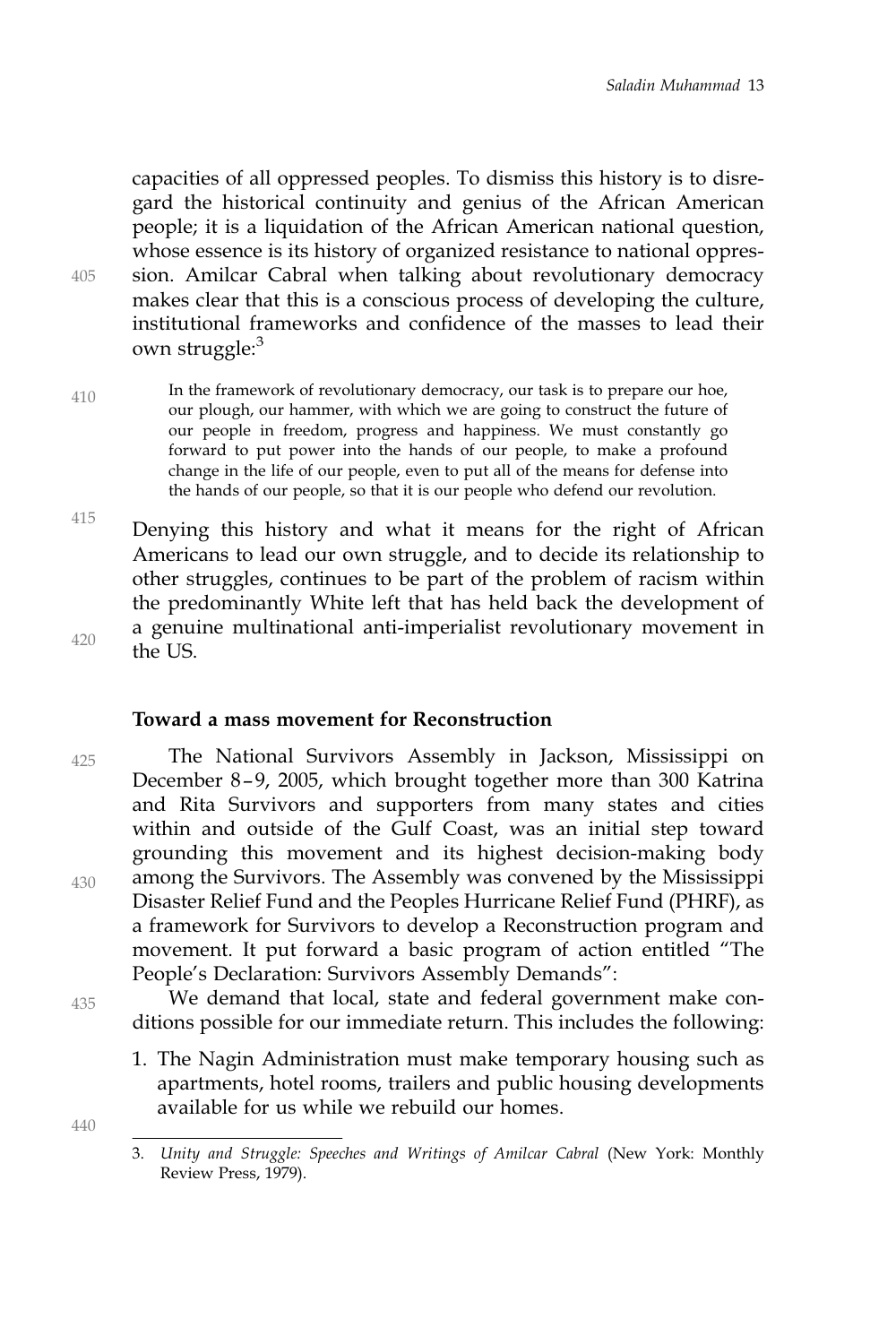capacities of all oppressed peoples. To dismiss this history is to disregard the historical continuity and genius of the African American people; it is a liquidation of the African American national question, whose essence is its history of organized resistance to national oppression. Amilcar Cabral when talking about revolutionary democracy makes clear that this is a conscious process of developing the culture, institutional frameworks and confidence of the masses to lead their own struggle:[3]

> In the framework of revolutionary democracy, our task is to prepare our hoe, our plough, our hammer, with which we are going to construct the future of our people in freedom, progress and happiness. We must constantly go forward to put power into the hands of our people, to make a profound change in the life of our people, even to put all of the means for defense into the hands of our people, so that it is our people who defend our revolution.

Denying this history and what it means for the right of African Americans to lead our own struggle, and to decide its relationship to other struggles, continues to be part of the problem of racism within the predominantly White left that has held back the development of a genuine multinational anti-imperialist revolutionary movement in the US.

### Toward a mass movement for Reconstruction

The National Survivors Assembly in Jackson, Mississippi on December 8–9, 2005, which brought together more than 300 Katrina and Rita Survivors and supporters from many states and cities within and outside of the Gulf Coast, was an initial step toward grounding this movement and its highest decision-making body among the Survivors. The Assembly was convened by the Mississippi Disaster Relief Fund and the Peoples Hurricane Relief Fund (PHRF), as a framework for Survivors to develop a Reconstruction program and movement. It put forward a basic program of action entitled "The People's Declaration: Survivors Assembly Demands":

We demand that local, state and federal government make conditions possible for our immediate return. This includes the following:

1. The Nagin Administration must make temporary housing such as apartments, hotel rooms, trailers and public housing developments available for us while we rebuild our homes.

---

3. *Unity and Struggle: Speeches and Writings of Amilcar Cabral* (New York: Monthly Review Press, 1979).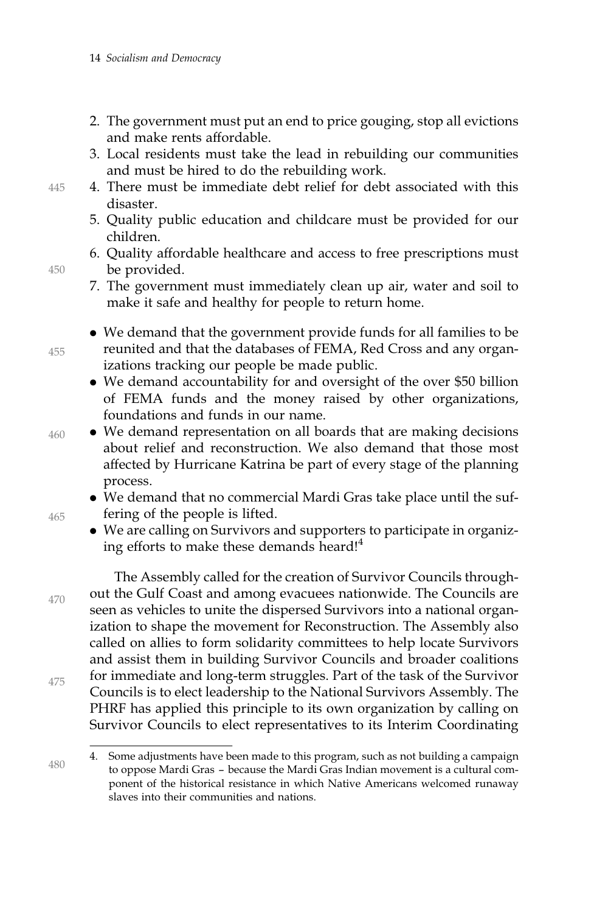2. The government must put an end to price gouging, stop all evictions and make rents affordable.
3. Local residents must take the lead in rebuilding our communities and must be hired to do the rebuilding work.
4. There must be immediate debt relief for debt associated with this disaster.
5. Quality public education and childcare must be provided for our children.
6. Quality affordable healthcare and access to free prescriptions must be provided.
7. The government must immediately clean up air, water and soil to make it safe and healthy for people to return home.

- We demand that the government provide funds for all families to be reunited and that the databases of FEMA, Red Cross and any organizations tracking our people be made public.
- We demand accountability for and oversight of the over $50 billion of FEMA funds and the money raised by other organizations, foundations and funds in our name.
- We demand representation on all boards that are making decisions about relief and reconstruction. We also demand that those most affected by Hurricane Katrina be part of every stage of the planning process.
- We demand that no commercial Mardi Gras take place until the suffering of the people is lifted.
- We are calling on Survivors and supporters to participate in organizing efforts to make these demands heard![4]

The Assembly called for the creation of Survivor Councils throughout the Gulf Coast and among evacuees nationwide. The Councils are seen as vehicles to unite the dispersed Survivors into a national organization to shape the movement for Reconstruction. The Assembly also called on allies to form solidarity committees to help locate Survivors and assist them in building Survivor Councils and broader coalitions for immediate and long-term struggles. Part of the task of the Survivor Councils is to elect leadership to the National Survivors Assembly. The PHRF has applied this principle to its own organization by calling on Survivor Councils to elect representatives to its Interim Coordinating

4. Some adjustments have been made to this program, such as not building a campaign to oppose Mardi Gras – because the Mardi Gras Indian movement is a cultural component of the historical resistance in which Native Americans welcomed runaway slaves into their communities and nations.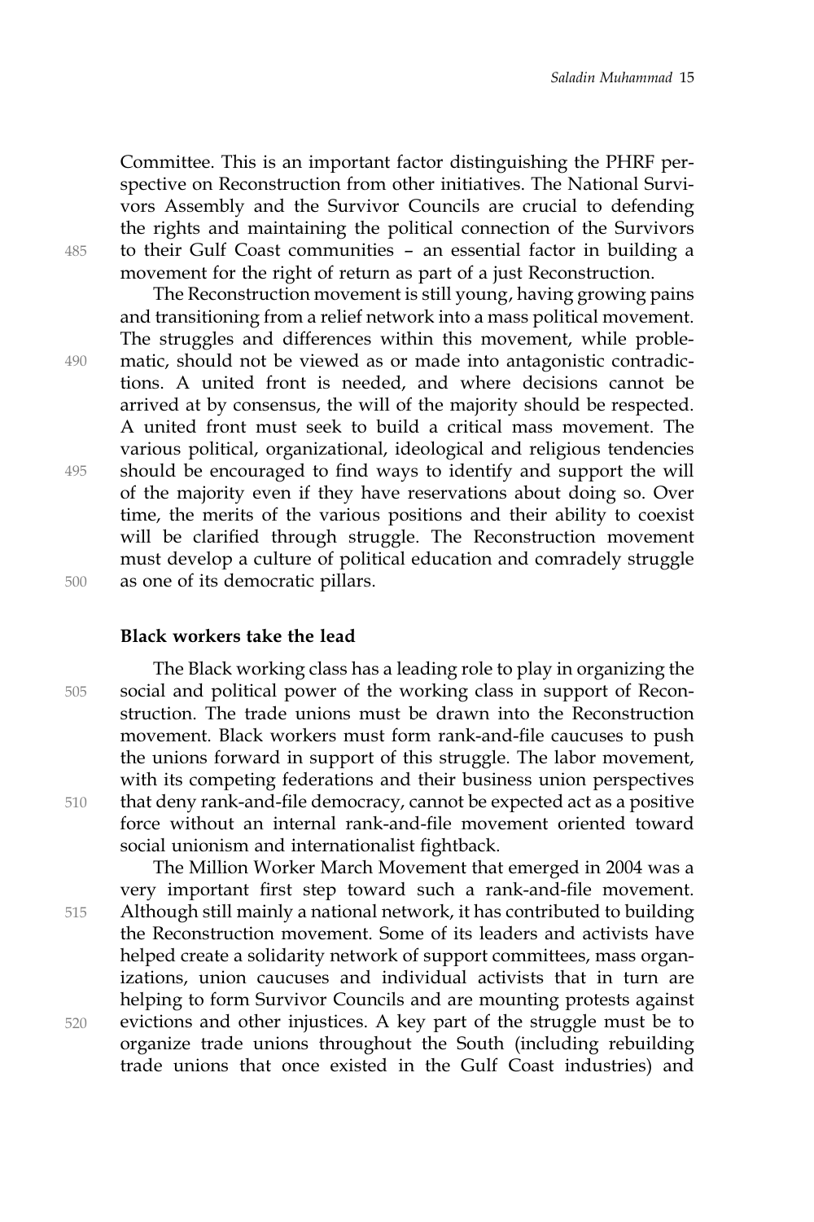Committee. This is an important factor distinguishing the PHRF perspective on Reconstruction from other initiatives. The National Survivors Assembly and the Survivor Councils are crucial to defending the rights and maintaining the political connection of the Survivors to their Gulf Coast communities – an essential factor in building a movement for the right of return as part of a just Reconstruction.

The Reconstruction movement is still young, having growing pains and transitioning from a relief network into a mass political movement. The struggles and differences within this movement, while problematic, should not be viewed as or made into antagonistic contradictions. A united front is needed, and where decisions cannot be arrived at by consensus, the will of the majority should be respected. A united front must seek to build a critical mass movement. The various political, organizational, ideological and religious tendencies should be encouraged to find ways to identify and support the will of the majority even if they have reservations about doing so. Over time, the merits of the various positions and their ability to coexist will be clarified through struggle. The Reconstruction movement must develop a culture of political education and comradely struggle as one of its democratic pillars.

### Black workers take the lead

The Black working class has a leading role to play in organizing the social and political power of the working class in support of Reconstruction. The trade unions must be drawn into the Reconstruction movement. Black workers must form rank-and-file caucuses to push the unions forward in support of this struggle. The labor movement, with its competing federations and their business union perspectives that deny rank-and-file democracy, cannot be expected act as a positive force without an internal rank-and-file movement oriented toward social unionism and internationalist fightback.

The Million Worker March Movement that emerged in 2004 was a very important first step toward such a rank-and-file movement. Although still mainly a national network, it has contributed to building the Reconstruction movement. Some of its leaders and activists have helped create a solidarity network of support committees, mass organizations, union caucuses and individual activists that in turn are helping to form Survivor Councils and are mounting protests against evictions and other injustices. A key part of the struggle must be to organize trade unions throughout the South (including rebuilding trade unions that once existed in the Gulf Coast industries) and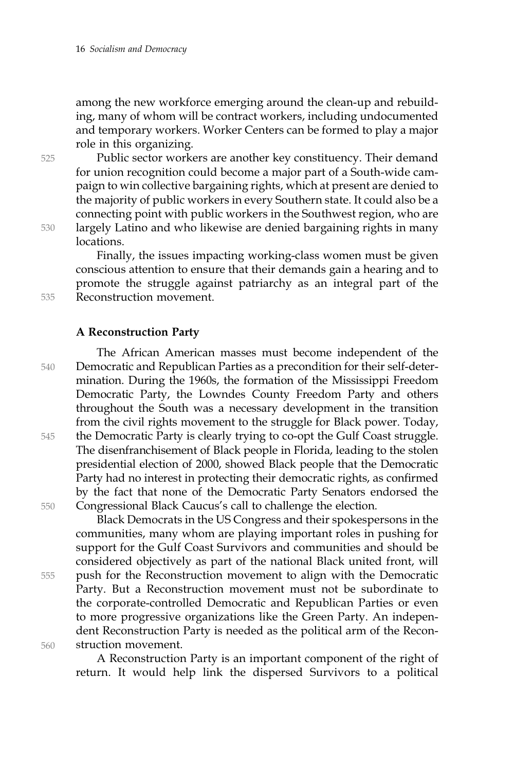among the new workforce emerging around the clean-up and rebuilding, many of whom will be contract workers, including undocumented and temporary workers. Worker Centers can be formed to play a major role in this organizing.

Public sector workers are another key constituency. Their demand for union recognition could become a major part of a South-wide campaign to win collective bargaining rights, which at present are denied to the majority of public workers in every Southern state. It could also be a connecting point with public workers in the Southwest region, who are largely Latino and who likewise are denied bargaining rights in many locations.

Finally, the issues impacting working-class women must be given conscious attention to ensure that their demands gain a hearing and to promote the struggle against patriarchy as an integral part of the Reconstruction movement.

### A Reconstruction Party

The African American masses must become independent of the Democratic and Republican Parties as a precondition for their self-determination. During the 1960s, the formation of the Mississippi Freedom Democratic Party, the Lowndes County Freedom Party and others throughout the South was a necessary development in the transition from the civil rights movement to the struggle for Black power. Today, the Democratic Party is clearly trying to co-opt the Gulf Coast struggle. The disenfranchisement of Black people in Florida, leading to the stolen presidential election of 2000, showed Black people that the Democratic Party had no interest in protecting their democratic rights, as confirmed by the fact that none of the Democratic Party Senators endorsed the Congressional Black Caucus's call to challenge the election.

Black Democrats in the US Congress and their spokespersons in the communities, many whom are playing important roles in pushing for support for the Gulf Coast Survivors and communities and should be considered objectively as part of the national Black united front, will push for the Reconstruction movement to align with the Democratic Party. But a Reconstruction movement must not be subordinate to the corporate-controlled Democratic and Republican Parties or even to more progressive organizations like the Green Party. An independent Reconstruction Party is needed as the political arm of the Reconstruction movement.

A Reconstruction Party is an important component of the right of return. It would help link the dispersed Survivors to a political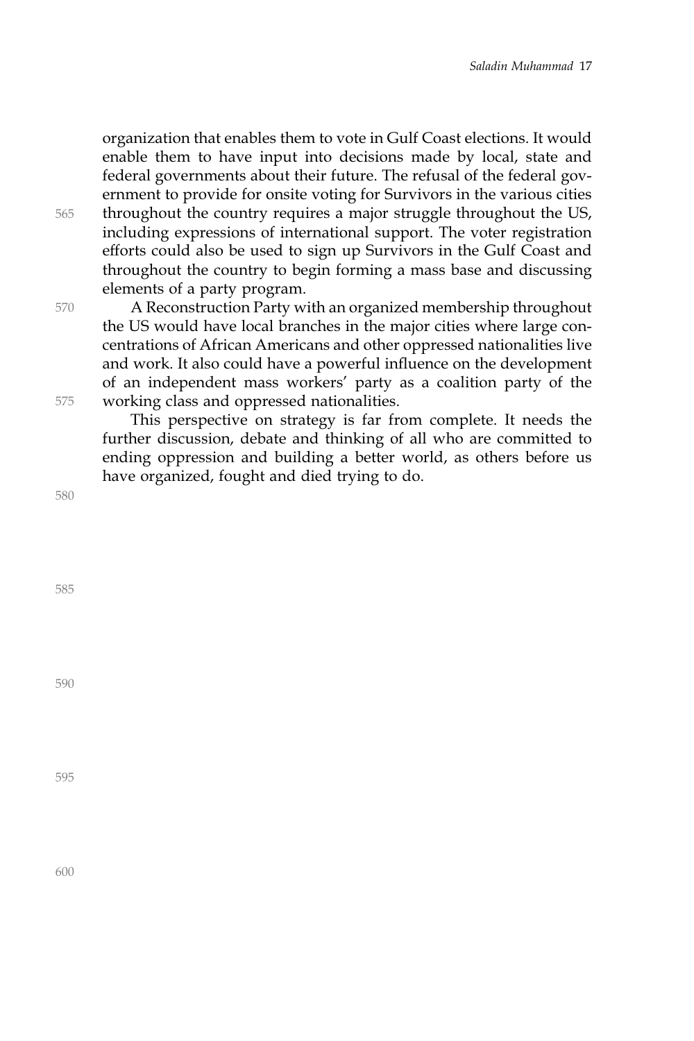organization that enables them to vote in Gulf Coast elections. It would enable them to have input into decisions made by local, state and federal governments about their future. The refusal of the federal government to provide for onsite voting for Survivors in the various cities throughout the country requires a major struggle throughout the US, including expressions of international support. The voter registration efforts could also be used to sign up Survivors in the Gulf Coast and throughout the country to begin forming a mass base and discussing elements of a party program.

A Reconstruction Party with an organized membership throughout the US would have local branches in the major cities where large concentrations of African Americans and other oppressed nationalities live and work. It also could have a powerful influence on the development of an independent mass workers' party as a coalition party of the working class and oppressed nationalities.

This perspective on strategy is far from complete. It needs the further discussion, debate and thinking of all who are committed to ending oppression and building a better world, as others before us have organized, fought and died trying to do.